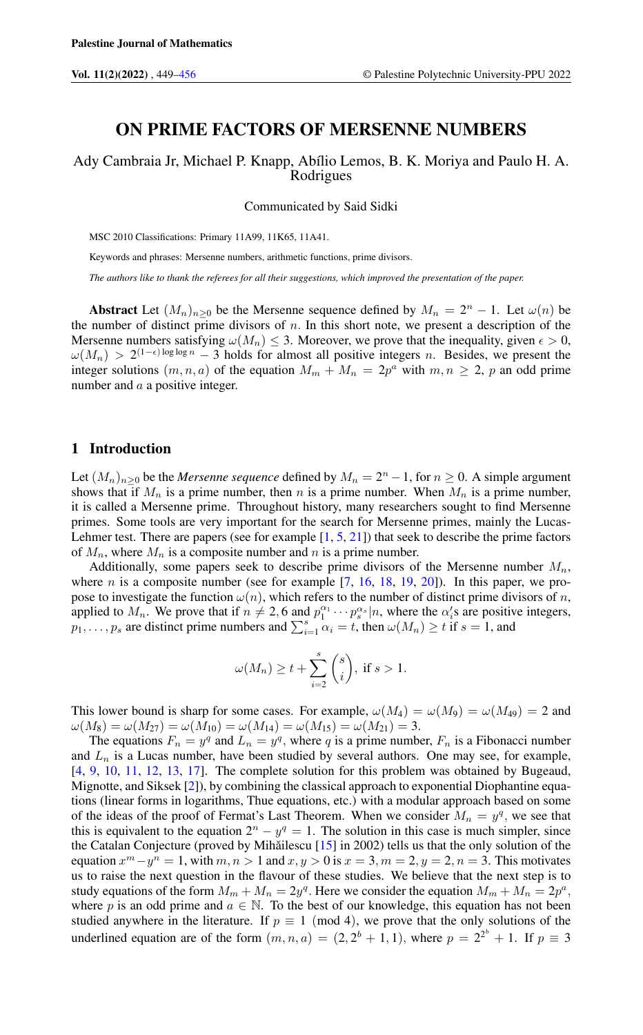# ON PRIME FACTORS OF MERSENNE NUMBERS

Ady Cambraia Jr, Michael P. Knapp, Abílio Lemos, B. K. Moriya and Paulo H. A. Rodrigues

Communicated by Said Sidki

MSC 2010 Classifications: Primary 11A99, 11K65, 11A41.

Keywords and phrases: Mersenne numbers, arithmetic functions, prime divisors.

*The authors like to thank the referees for all their suggestions, which improved the presentation of the paper.*

**Abstract** Let $(M_n)_{n\geq 0}$ be the Mersenne sequence defined by $M_n = 2^n - 1$. Let $\omega(n)$ be the number of distinct prime divisors of $n$. In this short note, we present a description of the Mersenne numbers satisfying $\omega(M_n) \leq 3$. Moreover, we prove that the inequality, given $\epsilon > 0$, $\omega(M_n) > 2^{(1-\epsilon)\log\log n} - 3$ holds for almost all positive integers $n$. Besides, we present the integer solutions $(m, n, a)$ of the equation $M_m + M_n = 2p^a$ with $m, n \geq 2$, $p$ an odd prime number and $a$ a positive integer.

## 1 Introduction

Let $(M_n)_{n\geq 0}$ be the *Mersenne sequence* defined by $M_n = 2^n - 1$, for $n \geq 0$. A simple argument shows that if $M_n$ is a prime number, then $n$ is a prime number. When $M_n$ is a prime number, it is called a Mersenne prime. Throughout history, many researchers sought to find Mersenne primes. Some tools are very important for the search for Mersenne primes, mainly the Lucas-Lehmer test. There are papers (see for example [1, 5, 21]) that seek to describe the prime factors of $M_n$, where $M_n$ is a composite number and $n$ is a prime number.

Additionally, some papers seek to describe prime divisors of the Mersenne number $M_n$, where $n$ is a composite number (see for example [7, 16, 18, 19, 20]). In this paper, we propose to investigate the function $\omega(n)$, which refers to the number of distinct prime divisors of $n$, applied to $M_n$. We prove that if $n \neq 2, 6$ and $p_1^{\alpha_1} \cdots p_s^{\alpha_s} | n$, where the $\alpha_i'$s are positive integers, $p_1, \ldots, p_s$ are distinct prime numbers and $\sum_{i=1}^{s} \alpha_i = t$, then $\omega(M_n) \geq t$ if $s = 1$, and

$$\omega(M_n) \geq t + \sum_{i=2}^{s} \binom{s}{i}, \text{ if } s > 1.$$

This lower bound is sharp for some cases. For example, $\omega(M_4) = \omega(M_9) = \omega(M_{49}) = 2$ and $\omega(M_8) = \omega(M_{27}) = \omega(M_{10}) = \omega(M_{14}) = \omega(M_{15}) = \omega(M_{21}) = 3$.

The equations $F_n = y^q$ and $L_n = y^q$, where $q$ is a prime number, $F_n$ is a Fibonacci number and $L_n$ is a Lucas number, have been studied by several authors. One may see, for example, [4, 9, 10, 11, 12, 13, 17]. The complete solution for this problem was obtained by Bugeaud, Mignotte, and Siksek [2]), by combining the classical approach to exponential Diophantine equations (linear forms in logarithms, Thue equations, etc.) with a modular approach based on some of the ideas of the proof of Fermat's Last Theorem. When we consider $M_n = y^q$, we see that this is equivalent to the equation $2^n - y^q = 1$. The solution in this case is much simpler, since the Catalan Conjecture (proved by Mihăilescu [15] in 2002) tells us that the only solution of the equation $x^m - y^n = 1$, with $m, n > 1$ and $x, y > 0$ is $x = 3, m = 2, y = 2, n = 3$. This motivates us to raise the next question in the flavour of these studies. We believe that the next step is to study equations of the form $M_m + M_n = 2y^q$. Here we consider the equation $M_m + M_n = 2p^a$, where $p$ is an odd prime and $a \in \mathbb{N}$. To the best of our knowledge, this equation has not been studied anywhere in the literature. If $p \equiv 1 \pmod 4$, we prove that the only solutions of the underlined equation are of the form $(m, n, a) = (2, 2^b + 1, 1)$, where $p = 2^{2^b} + 1$. If $p \equiv 3$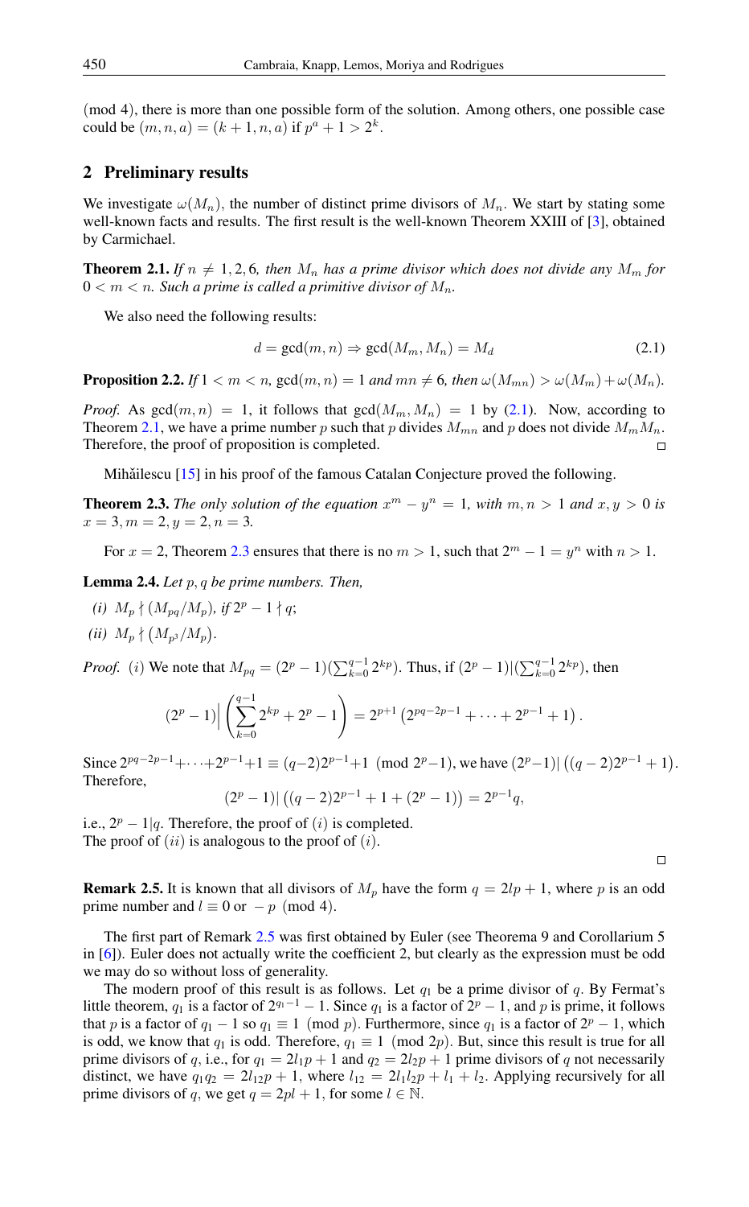(mod 4), there is more than one possible form of the solution. Among others, one possible case could be $(m, n, a) = (k+1, n, a)$ if $p^a + 1 > 2^k$.

## 2 Preliminary results

We investigate $\omega(M_n)$, the number of distinct prime divisors of $M_n$. We start by stating some well-known facts and results. The first result is the well-known Theorem XXIII of [3], obtained by Carmichael.

**Theorem 2.1.** *If $n \neq 1, 2, 6$, then $M_n$ has a prime divisor which does not divide any $M_m$ for $0 < m < n$. Such a prime is called a primitive divisor of $M_n$.*

We also need the following results:

$$d = \gcd(m, n) \Rightarrow \gcd(M_m, M_n) = M_d \tag{2.1}$$

**Proposition 2.2.** *If $1 < m < n$, $\gcd(m, n) = 1$ and $mn \neq 6$, then $\omega(M_{mn}) > \omega(M_m) + \omega(M_n)$.*

*Proof.* As $\gcd(m, n) = 1$, it follows that $\gcd(M_m, M_n) = 1$ by (2.1). Now, according to Theorem 2.1, we have a prime number $p$ such that $p$ divides $M_{mn}$ and $p$ does not divide $M_m M_n$. Therefore, the proof of proposition is completed. □

Mihăilescu [15] in his proof of the famous Catalan Conjecture proved the following.

**Theorem 2.3.** *The only solution of the equation $x^m - y^n = 1$, with $m, n > 1$ and $x, y > 0$ is $x = 3, m = 2, y = 2, n = 3$.*

For $x = 2$, Theorem 2.3 ensures that there is no $m > 1$, such that $2^m - 1 = y^n$ with $n > 1$.

**Lemma 2.4.** *Let $p, q$ be prime numbers. Then,*

*(i)* $M_p \nmid (M_{pq}/M_p)$, *if* $2^p - 1 \nmid q$;

*(ii)* $M_p \nmid \left(M_{p^3}/M_p\right)$.

*Proof.* $(i)$ We note that $M_{pq} = (2^p - 1)(\sum_{k=0}^{q-1} 2^{kp})$. Thus, if $(2^p - 1)|(\sum_{k=0}^{q-1} 2^{kp})$, then

$$(2^p - 1)\Big| \left(\sum_{k=0}^{q-1} 2^{kp} + 2^p - 1\right) = 2^{p+1}\left(2^{pq-2p-1} + \cdots + 2^{p-1} + 1\right).$$

Since $2^{pq-2p-1} + \cdots + 2^{p-1} + 1 \equiv (q-2)2^{p-1} + 1 \pmod{2^p - 1}$, we have $(2^p - 1)|\left((q-2)2^{p-1} + 1\right)$. Therefore,

$$(2^p - 1)|\left((q-2)2^{p-1} + 1 + (2^p - 1)\right) = 2^{p-1}q,$$

i.e., $2^p - 1|q$. Therefore, the proof of $(i)$ is completed.
The proof of $(ii)$ is analogous to the proof of $(i)$. □

**Remark 2.5.** It is known that all divisors of $M_p$ have the form $q = 2lp + 1$, where $p$ is an odd prime number and $l \equiv 0$ or $-p \pmod 4$.

The first part of Remark 2.5 was first obtained by Euler (see Theorema 9 and Corollarium 5 in [6]). Euler does not actually write the coefficient 2, but clearly as the expression must be odd we may do so without loss of generality.

The modern proof of this result is as follows. Let $q_1$ be a prime divisor of $q$. By Fermat's little theorem, $q_1$ is a factor of $2^{q_1 - 1} - 1$. Since $q_1$ is a factor of $2^p - 1$, and $p$ is prime, it follows that $p$ is a factor of $q_1 - 1$ so $q_1 \equiv 1 \pmod p$. Furthermore, since $q_1$ is a factor of $2^p - 1$, which is odd, we know that $q_1$ is odd. Therefore, $q_1 \equiv 1 \pmod{2p}$. But, since this result is true for all prime divisors of $q$, i.e., for $q_1 = 2l_1 p + 1$ and $q_2 = 2l_2 p + 1$ prime divisors of $q$ not necessarily distinct, we have $q_1 q_2 = 2l_{12} p + 1$, where $l_{12} = 2l_1 l_2 p + l_1 + l_2$. Applying recursively for all prime divisors of $q$, we get $q = 2pl + 1$, for some $l \in \mathbb{N}$.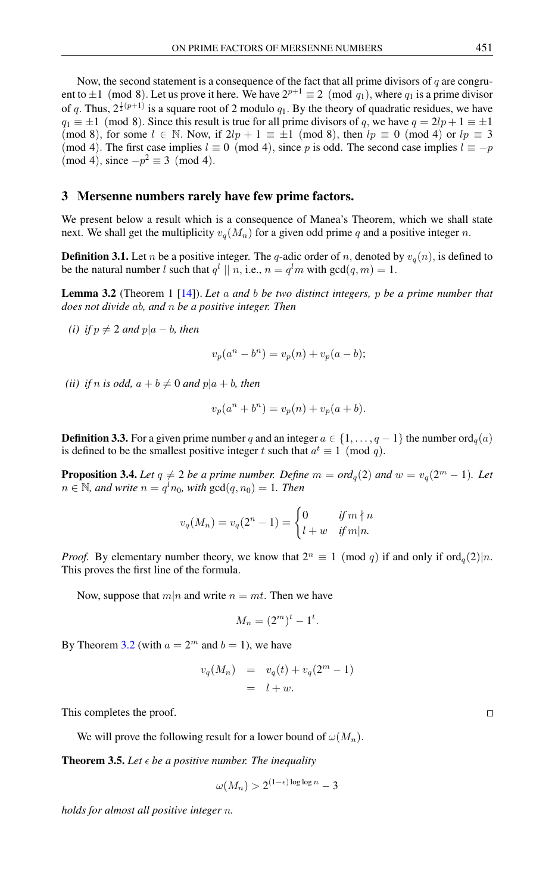Now, the second statement is a consequence of the fact that all prime divisors of $q$ are congruent to $\pm 1 \pmod 8$. Let us prove it here. We have $2^{p+1} \equiv 2 \pmod{q_1}$, where $q_1$ is a prime divisor of $q$. Thus, $2^{\frac{1}{2}(p+1)}$ is a square root of 2 modulo $q_1$. By the theory of quadratic residues, we have $q_1 \equiv \pm 1 \pmod 8$. Since this result is true for all prime divisors of $q$, we have $q = 2lp + 1 \equiv \pm 1 \pmod 8$, for some $l \in \mathbb{N}$. Now, if $2lp + 1 \equiv \pm 1 \pmod 8$, then $lp \equiv 0 \pmod 4$ or $lp \equiv 3 \pmod 4$. The first case implies $l \equiv 0 \pmod 4$, since $p$ is odd. The second case implies $l \equiv -p \pmod 4$, since $-p^2 \equiv 3 \pmod 4$.

## 3 Mersenne numbers rarely have few prime factors.

We present below a result which is a consequence of Manea's Theorem, which we shall state next. We shall get the multiplicity $v_q(M_n)$ for a given odd prime $q$ and a positive integer $n$.

**Definition 3.1.** Let $n$ be a positive integer. The $q$-adic order of $n$, denoted by $v_q(n)$, is defined to be the natural number $l$ such that $q^l \mid\mid n$, i.e., $n = q^l m$ with $\gcd(q, m) = 1$.

**Lemma 3.2** (Theorem 1 [14]). *Let $a$ and $b$ be two distinct integers, $p$ be a prime number that does not divide $ab$, and $n$ be a positive integer. Then*

*(i) if $p \neq 2$ and $p|a - b$, then*

$$v_p(a^n - b^n) = v_p(n) + v_p(a - b);$$

*(ii) if $n$ is odd, $a + b \neq 0$ and $p|a + b$, then*

$$v_p(a^n + b^n) = v_p(n) + v_p(a + b).$$

**Definition 3.3.** For a given prime number $q$ and an integer $a \in \{1, \ldots, q-1\}$ the number $\text{ord}_q(a)$ is defined to be the smallest positive integer $t$ such that $a^t \equiv 1 \pmod q$.

**Proposition 3.4.** *Let $q \neq 2$ be a prime number. Define $m = \text{ord}_q(2)$ and $w = v_q(2^m - 1)$. Let $n \in \mathbb{N}$, and write $n = q^l n_0$, with $\gcd(q, n_0) = 1$. Then*

$$v_q(M_n) = v_q(2^n - 1) = \begin{cases} 0 & \text{if } m \nmid n \\ l + w & \text{if } m | n. \end{cases}$$

*Proof.* By elementary number theory, we know that $2^n \equiv 1 \pmod q$ if and only if $\text{ord}_q(2) | n$. This proves the first line of the formula.

Now, suppose that $m|n$ and write $n = mt$. Then we have

$$M_n = (2^m)^t - 1^t.$$

By Theorem 3.2 (with $a = 2^m$ and $b = 1$), we have

$$\begin{aligned} v_q(M_n) &= v_q(t) + v_q(2^m - 1) \\ &= l + w. \end{aligned}$$

This completes the proof. □

We will prove the following result for a lower bound of $\omega(M_n)$.

**Theorem 3.5.** *Let $\epsilon$ be a positive number. The inequality*

$$\omega(M_n) > 2^{(1-\epsilon)\log\log n} - 3$$

*holds for almost all positive integer $n$.*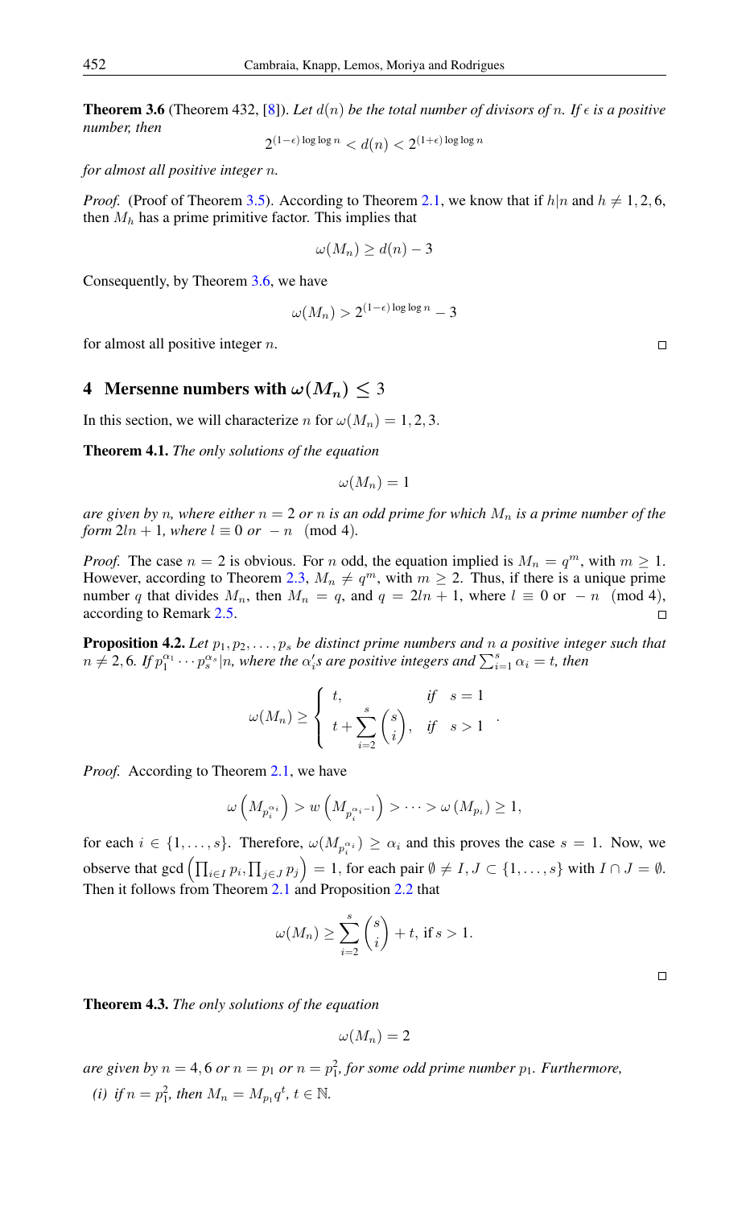**Theorem 3.6** (Theorem 432, [8]). *Let $d(n)$ be the total number of divisors of $n$. If $\epsilon$ is a positive number, then*

$$2^{(1-\epsilon)\log\log n} < d(n) < 2^{(1+\epsilon)\log\log n}$$

*for almost all positive integer $n$.*

*Proof.* (Proof of Theorem 3.5). According to Theorem 2.1, we know that if $h|n$ and $h \neq 1, 2, 6$, then $M_h$ has a prime primitive factor. This implies that

$$\omega(M_n) \geq d(n) - 3$$

Consequently, by Theorem 3.6, we have

$$\omega(M_n) > 2^{(1-\epsilon)\log\log n} - 3$$

for almost all positive integer $n$. □

## 4 Mersenne numbers with $\omega(M_n) \leq 3$

In this section, we will characterize $n$ for $\omega(M_n) = 1, 2, 3$.

**Theorem 4.1.** *The only solutions of the equation*

$$\omega(M_n) = 1$$

*are given by $n$, where either $n = 2$ or $n$ is an odd prime for which $M_n$ is a prime number of the form $2ln + 1$, where $l \equiv 0$ or $-n \pmod 4$.*

*Proof.* The case $n = 2$ is obvious. For $n$ odd, the equation implied is $M_n = q^m$, with $m \geq 1$. However, according to Theorem 2.3, $M_n \neq q^m$, with $m \geq 2$. Thus, if there is a unique prime number $q$ that divides $M_n$, then $M_n = q$, and $q = 2ln + 1$, where $l \equiv 0$ or $-n \pmod 4$, according to Remark 2.5. □

**Proposition 4.2.** *Let $p_1, p_2, \ldots, p_s$ be distinct prime numbers and $n$ a positive integer such that $n \neq 2, 6$. If $p_1^{\alpha_1} \cdots p_s^{\alpha_s} | n$, where the $\alpha_i'$s are positive integers and $\sum_{i=1}^{s} \alpha_i = t$, then*

$$\omega(M_n) \geq \begin{cases} t, & \text{if} \quad s = 1 \\ t + \displaystyle\sum_{i=2}^{s} \binom{s}{i}, & \text{if} \quad s > 1 \end{cases}.$$

*Proof.* According to Theorem 2.1, we have

$$\omega\left(M_{p_i^{\alpha_i}}\right) > w\left(M_{p_i^{\alpha_i - 1}}\right) > \cdots > \omega\left(M_{p_i}\right) \geq 1,$$

for each $i \in \{1, \ldots, s\}$. Therefore, $\omega(M_{p_i^{\alpha_i}}) \geq \alpha_i$ and this proves the case $s = 1$. Now, we observe that $\gcd\left(\prod_{i \in I} p_i, \prod_{j \in J} p_j\right) = 1$, for each pair $\emptyset \neq I, J \subset \{1, \ldots, s\}$ with $I \cap J = \emptyset$. Then it follows from Theorem 2.1 and Proposition 2.2 that

$$\omega(M_n) \geq \sum_{i=2}^{s} \binom{s}{i} + t, \text{ if } s > 1.$$

□

**Theorem 4.3.** *The only solutions of the equation*

$$\omega(M_n) = 2$$

*are given by $n = 4, 6$ or $n = p_1$ or $n = p_1^2$, for some odd prime number $p_1$. Furthermore,*

*(i) if $n = p_1^2$, then $M_n = M_{p_1} q^t$, $t \in \mathbb{N}$.*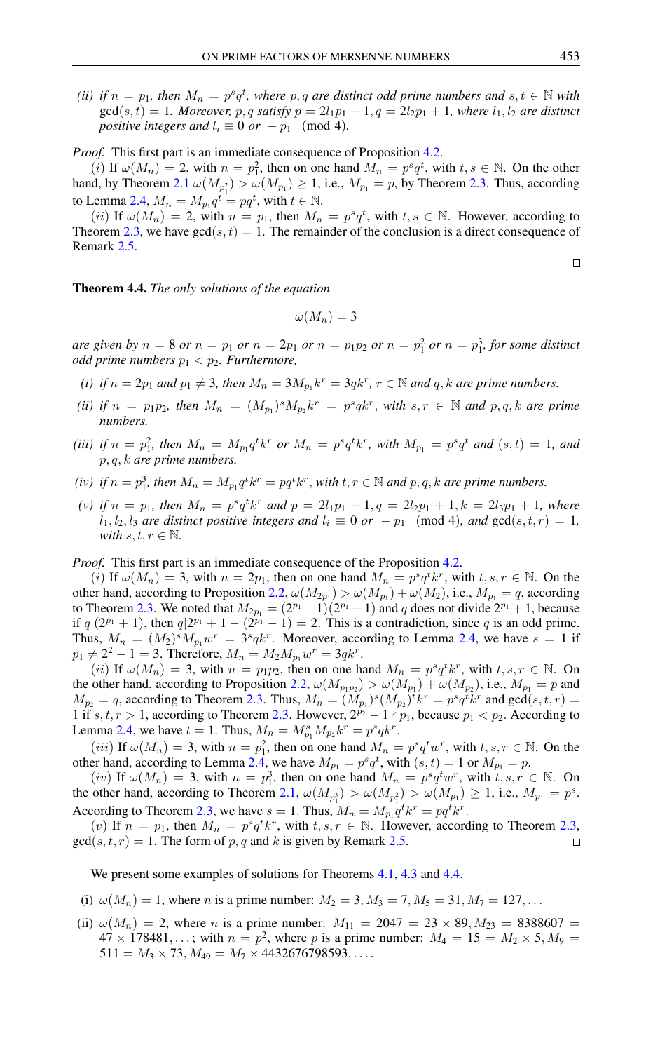*(ii) if $n = p_1$, then $M_n = p^s q^t$, where $p, q$ are distinct odd prime numbers and $s, t \in \mathbb{N}$ with $\gcd(s,t) = 1$. Moreover, $p, q$ satisfy $p = 2l_1p_1 + 1, q = 2l_2p_1 + 1$, where $l_1, l_2$ are distinct positive integers and $l_i \equiv 0$ or $-p_1 \pmod 4$).*

*Proof.* This first part is an immediate consequence of Proposition 4.2.

$(i)$ If $\omega(M_n) = 2$, with $n = p_1^2$, then on one hand $M_n = p^s q^t$, with $t, s \in \mathbb{N}$. On the other hand, by Theorem 2.1 $\omega(M_{p_1^2}) > \omega(M_{p_1}) \geq 1$, i.e., $M_{p_1} = p$, by Theorem 2.3. Thus, according to Lemma 2.4, $M_n = M_{p_1}q^t = pq^t$, with $t \in \mathbb{N}$.

$(ii)$ If $\omega(M_n) = 2$, with $n = p_1$, then $M_n = p^s q^t$, with $t, s \in \mathbb{N}$. However, according to Theorem 2.3, we have $\gcd(s,t) = 1$. The remainder of the conclusion is a direct consequence of Remark 2.5.

□

**Theorem 4.4.** *The only solutions of the equation*

$$\omega(M_n) = 3$$

*are given by $n = 8$ or $n = p_1$ or $n = 2p_1$ or $n = p_1p_2$ or $n = p_1^2$ or $n = p_1^3$, for some distinct odd prime numbers $p_1 < p_2$. Furthermore,*

- *(i) if $n = 2p_1$ and $p_1 \neq 3$, then $M_n = 3M_{p_1}k^r = 3qk^r$, $r \in \mathbb{N}$ and $q, k$ are prime numbers.*
- *(ii) if $n = p_1p_2$, then $M_n = (M_{p_1})^s M_{p_2}k^r = p^s qk^r$, with $s, r \in \mathbb{N}$ and $p, q, k$ are prime numbers.*
- *(iii) if $n = p_1^2$, then $M_n = M_{p_1}q^t k^r$ or $M_n = p^s q^t k^r$, with $M_{p_1} = p^s q^t$ and $(s,t) = 1$, and $p, q, k$ are prime numbers.*
- *(iv) if $n = p_1^3$, then $M_n = M_{p_1}q^t k^r = pq^t k^r$, with $t, r \in \mathbb{N}$ and $p, q, k$ are prime numbers.*
- *(v) if $n = p_1$, then $M_n = p^s q^t k^r$ and $p = 2l_1p_1 + 1, q = 2l_2p_1 + 1, k = 2l_3p_1 + 1$, where $l_1, l_2, l_3$ are distinct positive integers and $l_i \equiv 0$ or $-p_1 \pmod 4$), and $\gcd(s,t,r) = 1$, with $s, t, r \in \mathbb{N}$.*

*Proof.* This first part is an immediate consequence of the Proposition 4.2.

$(i)$ If $\omega(M_n) = 3$, with $n = 2p_1$, then on one hand $M_n = p^s q^t k^r$, with $t, s, r \in \mathbb{N}$. On the other hand, according to Proposition 2.2, $\omega(M_{2p_1}) > \omega(M_{p_1}) + \omega(M_2)$, i.e., $M_{p_1} = q$, according to Theorem 2.3. We noted that $M_{2p_1} = (2^{p_1} - 1)(2^{p_1} + 1)$ and $q$ does not divide $2^{p_1} + 1$, because if $q|(2^{p_1} + 1)$, then $q|2^{p_1} + 1 - (2^{p_1} - 1) = 2$. This is a contradiction, since $q$ is an odd prime. Thus, $M_n = (M_2)^s M_{p_1} w^r = 3^s qk^r$. Moreover, according to Lemma 2.4, we have $s = 1$ if $p_1 \neq 2^2 - 1 = 3$. Therefore, $M_n = M_2 M_{p_1} w^r = 3qk^r$.

$(ii)$ If $\omega(M_n) = 3$, with $n = p_1p_2$, then on one hand $M_n = p^s q^t k^r$, with $t, s, r \in \mathbb{N}$. On the other hand, according to Proposition 2.2, $\omega(M_{p_1p_2}) > \omega(M_{p_1}) + \omega(M_{p_2})$, i.e., $M_{p_1} = p$ and $M_{p_2} = q$, according to Theorem 2.3. Thus, $M_n = (M_{p_1})^s (M_{p_2})^t k^r = p^s q^t k^r$ and $\gcd(s,t,r) = 1$ if $s, t, r > 1$, according to Theorem 2.3. However, $2^{p_2} - 1 \nmid p_1$, because $p_1 < p_2$. According to Lemma 2.4, we have $t = 1$. Thus, $M_n = M_{p_1}^s M_{p_2} k^r = p^s qk^r$.

$(iii)$ If $\omega(M_n) = 3$, with $n = p_1^2$, then on one hand $M_n = p^s q^t w^r$, with $t, s, r \in \mathbb{N}$. On the other hand, according to Lemma 2.4, we have $M_{p_1} = p^s q^t$, with $(s,t) = 1$ or $M_{p_1} = p$.

$(iv)$ If $\omega(M_n) = 3$, with $n = p_1^3$, then on one hand $M_n = p^s q^t w^r$, with $t, s, r \in \mathbb{N}$. On the other hand, according to Theorem 2.1, $\omega(M_{p_1^3}) > \omega(M_{p_1^2}) > \omega(M_{p_1}) \geq 1$, i.e., $M_{p_1} = p^s$. According to Theorem 2.3, we have $s = 1$. Thus, $M_n = M_{p_1}q^t k^r = pq^t k^r$.

$(v)$ If $n = p_1$, then $M_n = p^s q^t k^r$, with $t, s, r \in \mathbb{N}$. However, according to Theorem 2.3, $\gcd(s,t,r) = 1$. The form of $p, q$ and $k$ is given by Remark 2.5.

□

We present some examples of solutions for Theorems 4.1, 4.3 and 4.4.

- (i) $\omega(M_n) = 1$, where $n$ is a prime number: $M_2 = 3, M_3 = 7, M_5 = 31, M_7 = 127, \ldots$
- (ii) $\omega(M_n) = 2$, where $n$ is a prime number: $M_{11} = 2047 = 23 \times 89, M_{23} = 8388607 = 47 \times 178481, \ldots$; with $n = p^2$, where $p$ is a prime number: $M_4 = 15 = M_2 \times 5, M_9 = 511 = M_3 \times 73, M_{49} = M_7 \times 4432676798593, \ldots$.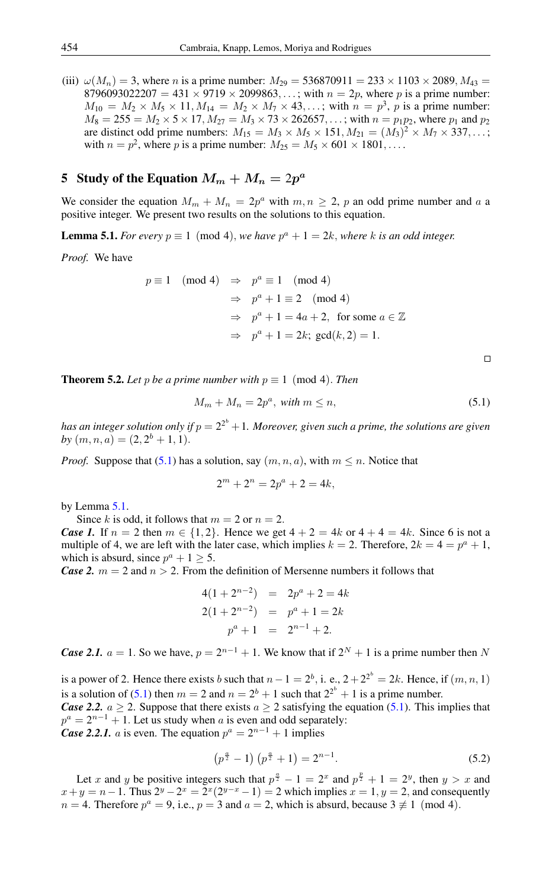(iii) $\omega(M_n) = 3$, where $n$ is a prime number: $M_{29} = 536870911 = 233 \times 1103 \times 2089$, $M_{43} = 8796093022207 = 431 \times 9719 \times 2099863, \ldots$; with $n = 2p$, where $p$ is a prime number: $M_{10} = M_2 \times M_5 \times 11$, $M_{14} = M_2 \times M_7 \times 43, \ldots$; with $n = p^3$, $p$ is a prime number: $M_8 = 255 = M_2 \times 5 \times 17$, $M_{27} = M_3 \times 73 \times 262657, \ldots$; with $n = p_1 p_2$, where $p_1$ and $p_2$ are distinct odd prime numbers: $M_{15} = M_3 \times M_5 \times 151$, $M_{21} = (M_3)^2 \times M_7 \times 337, \ldots$; with $n = p^2$, where $p$ is a prime number: $M_{25} = M_5 \times 601 \times 1801, \ldots$.

## 5 Study of the Equation $M_m + M_n = 2p^a$

We consider the equation $M_m + M_n = 2p^a$ with $m, n \geq 2$, $p$ an odd prime number and $a$ a positive integer. We present two results on the solutions to this equation.

**Lemma 5.1.** *For every $p \equiv 1 \pmod 4$, we have $p^a + 1 = 2k$, where $k$ is an odd integer.*

*Proof.* We have

$$
\begin{aligned}
p \equiv 1 \pmod 4 \quad &\Rightarrow \quad p^a \equiv 1 \pmod 4 \\
&\Rightarrow \quad p^a + 1 \equiv 2 \pmod 4 \\
&\Rightarrow \quad p^a + 1 = 4a + 2, \ \text{ for some } a \in \mathbb{Z} \\
&\Rightarrow \quad p^a + 1 = 2k;\ \gcd(k, 2) = 1.
\end{aligned}
$$

□

**Theorem 5.2.** *Let $p$ be a prime number with $p \equiv 1 \pmod 4$. Then*

$$M_m + M_n = 2p^a, \ \textit{with } m \leq n, \tag{5.1}$$

*has an integer solution only if $p = 2^{2^b} + 1$. Moreover, given such a prime, the solutions are given by $(m, n, a) = (2, 2^b + 1, 1)$.*

*Proof.* Suppose that (5.1) has a solution, say $(m, n, a)$, with $m \leq n$. Notice that

$$2^m + 2^n = 2p^a + 2 = 4k,$$

by Lemma 5.1.

Since $k$ is odd, it follows that $m = 2$ or $n = 2$.

***Case 1.*** If $n = 2$ then $m \in \{1, 2\}$. Hence we get $4 + 2 = 4k$ or $4 + 4 = 4k$. Since 6 is not a multiple of 4, we are left with the later case, which implies $k = 2$. Therefore, $2k = 4 = p^a + 1$, which is absurd, since $p^a + 1 \geq 5$.

***Case 2.*** $m = 2$ and $n > 2$. From the definition of Mersenne numbers it follows that

$$
\begin{aligned}
4(1 + 2^{n-2}) &= 2p^a + 2 = 4k \\
2(1 + 2^{n-2}) &= p^a + 1 = 2k \\
p^a + 1 &= 2^{n-1} + 2.
\end{aligned}
$$

***Case 2.1.*** $a = 1$. So we have, $p = 2^{n-1} + 1$. We know that if $2^N + 1$ is a prime number then $N$ is a power of 2. Hence there exists $b$ such that $n - 1 = 2^b$, i. e., $2 + 2^{2^b} = 2k$. Hence, if $(m, n, 1)$ is a solution of (5.1) then $m = 2$ and $n = 2^b + 1$ such that $2^{2^b} + 1$ is a prime number.

***Case 2.2.*** $a \geq 2$. Suppose that there exists $a \geq 2$ satisfying the equation (5.1). This implies that $p^a = 2^{n-1} + 1$. Let us study when $a$ is even and odd separately:

***Case 2.2.1.*** $a$ is even. The equation $p^a = 2^{n-1} + 1$ implies

$$\left(p^{\frac{a}{2}} - 1\right)\left(p^{\frac{a}{2}} + 1\right) = 2^{n-1}. \tag{5.2}$$

Let $x$ and $y$ be positive integers such that $p^{\frac{a}{2}} - 1 = 2^x$ and $p^{\frac{p}{2}} + 1 = 2^y$, then $y > x$ and $x + y = n - 1$. Thus $2^y - 2^x = 2^x(2^{y-x} - 1) = 2$ which implies $x = 1, y = 2$, and consequently $n = 4$. Therefore $p^a = 9$, i.e., $p = 3$ and $a = 2$, which is absurd, because $3 \not\equiv 1 \pmod 4$.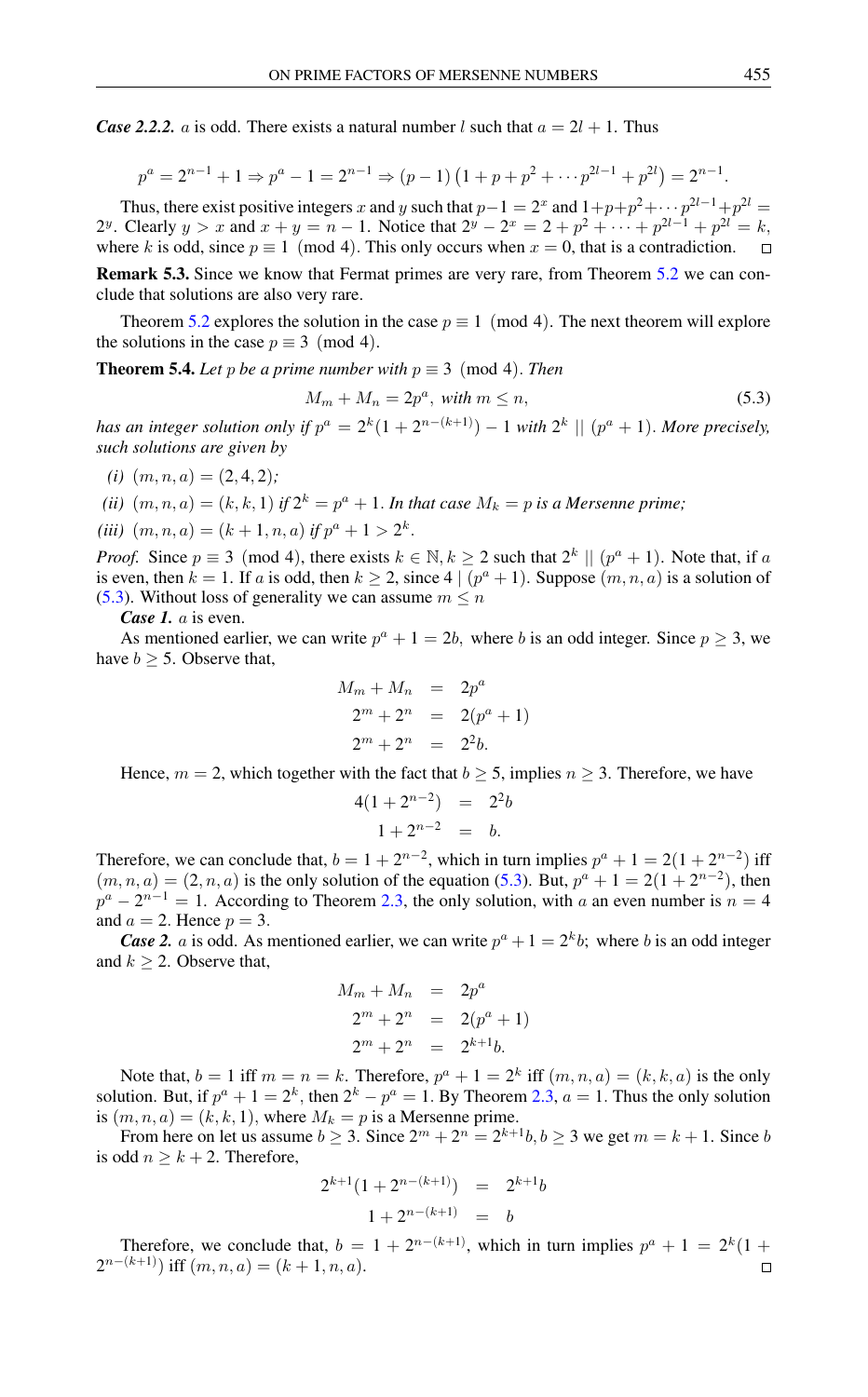***Case 2.2.2.*** $a$ is odd. There exists a natural number $l$ such that $a = 2l+1$. Thus

$$p^a = 2^{n-1} + 1 \Rightarrow p^a - 1 = 2^{n-1} \Rightarrow (p-1)\left(1 + p + p^2 + \cdots p^{2l-1} + p^{2l}\right) = 2^{n-1}.$$

Thus, there exist positive integers $x$ and $y$ such that $p-1 = 2^x$ and $1+p+p^2+\cdots p^{2l-1}+p^{2l} = 2^y$. Clearly $y > x$ and $x + y = n-1$. Notice that $2^y - 2^x = 2 + p^2 + \cdots + p^{2l-1} + p^{2l} = k$, where $k$ is odd, since $p \equiv 1 \pmod 4$. This only occurs when $x = 0$, that is a contradiction. □

**Remark 5.3.** Since we know that Fermat primes are very rare, from Theorem 5.2 we can conclude that solutions are also very rare.

Theorem 5.2 explores the solution in the case $p \equiv 1 \pmod 4$. The next theorem will explore the solutions in the case $p \equiv 3 \pmod 4$.

**Theorem 5.4.** *Let $p$ be a prime number with $p \equiv 3 \pmod 4$. Then*

$$M_m + M_n = 2p^a, \text{ with } m \leq n, \tag{5.3}$$

*has an integer solution only if $p^a = 2^k(1 + 2^{n-(k+1)}) - 1$ with $2^k \mid\mid (p^a+1)$. More precisely, such solutions are given by*

*(i)* $(m,n,a) = (2,4,2)$*;*

*(ii)* $(m,n,a) = (k,k,1)$ *if $2^k = p^a + 1$. In that case $M_k = p$ is a Mersenne prime;*

*(iii)* $(m,n,a) = (k+1,n,a)$ *if $p^a + 1 > 2^k$.*

*Proof.* Since $p \equiv 3 \pmod 4$, there exists $k \in \mathbb{N}, k \geq 2$ such that $2^k \mid\mid (p^a+1)$. Note that, if $a$ is even, then $k = 1$. If $a$ is odd, then $k \geq 2$, since $4 \mid (p^a+1)$. Suppose $(m,n,a)$ is a solution of (5.3). Without loss of generality we can assume $m \leq n$

***Case 1.*** $a$ is even.

As mentioned earlier, we can write $p^a + 1 = 2b$, where $b$ is an odd integer. Since $p \geq 3$, we have $b \geq 5$. Observe that,

$$\begin{aligned} M_m + M_n &= 2p^a \\ 2^m + 2^n &= 2(p^a+1) \\ 2^m + 2^n &= 2^2 b. \end{aligned}$$

Hence, $m = 2$, which together with the fact that $b \geq 5$, implies $n \geq 3$. Therefore, we have

$$\begin{aligned} 4(1 + 2^{n-2}) &= 2^2 b \\ 1 + 2^{n-2} &= b. \end{aligned}$$

Therefore, we can conclude that, $b = 1 + 2^{n-2}$, which in turn implies $p^a + 1 = 2(1 + 2^{n-2})$ iff $(m,n,a) = (2,n,a)$ is the only solution of the equation (5.3). But, $p^a + 1 = 2(1 + 2^{n-2})$, then $p^a - 2^{n-1} = 1$. According to Theorem 2.3, the only solution, with $a$ an even number is $n = 4$ and $a = 2$. Hence $p = 3$.

***Case 2.*** $a$ is odd. As mentioned earlier, we can write $p^a + 1 = 2^k b$; where $b$ is an odd integer and $k \geq 2$. Observe that,

$$\begin{aligned} M_m + M_n &= 2p^a \\ 2^m + 2^n &= 2(p^a+1) \\ 2^m + 2^n &= 2^{k+1} b. \end{aligned}$$

Note that, $b = 1$ iff $m = n = k$. Therefore, $p^a + 1 = 2^k$ iff $(m,n,a) = (k,k,a)$ is the only solution. But, if $p^a + 1 = 2^k$, then $2^k - p^a = 1$. By Theorem 2.3, $a = 1$. Thus the only solution is $(m,n,a) = (k,k,1)$, where $M_k = p$ is a Mersenne prime.

From here on let us assume $b \geq 3$. Since $2^m + 2^n = 2^{k+1}b, b \geq 3$ we get $m = k+1$. Since $b$ is odd $n \geq k+2$. Therefore,

$$\begin{aligned} 2^{k+1}(1 + 2^{n-(k+1)}) &= 2^{k+1} b \\ 1 + 2^{n-(k+1)} &= b \end{aligned}$$

Therefore, we conclude that, $b = 1 + 2^{n-(k+1)}$, which in turn implies $p^a + 1 = 2^k(1 + 2^{n-(k+1)})$ iff $(m,n,a) = (k+1,n,a)$. □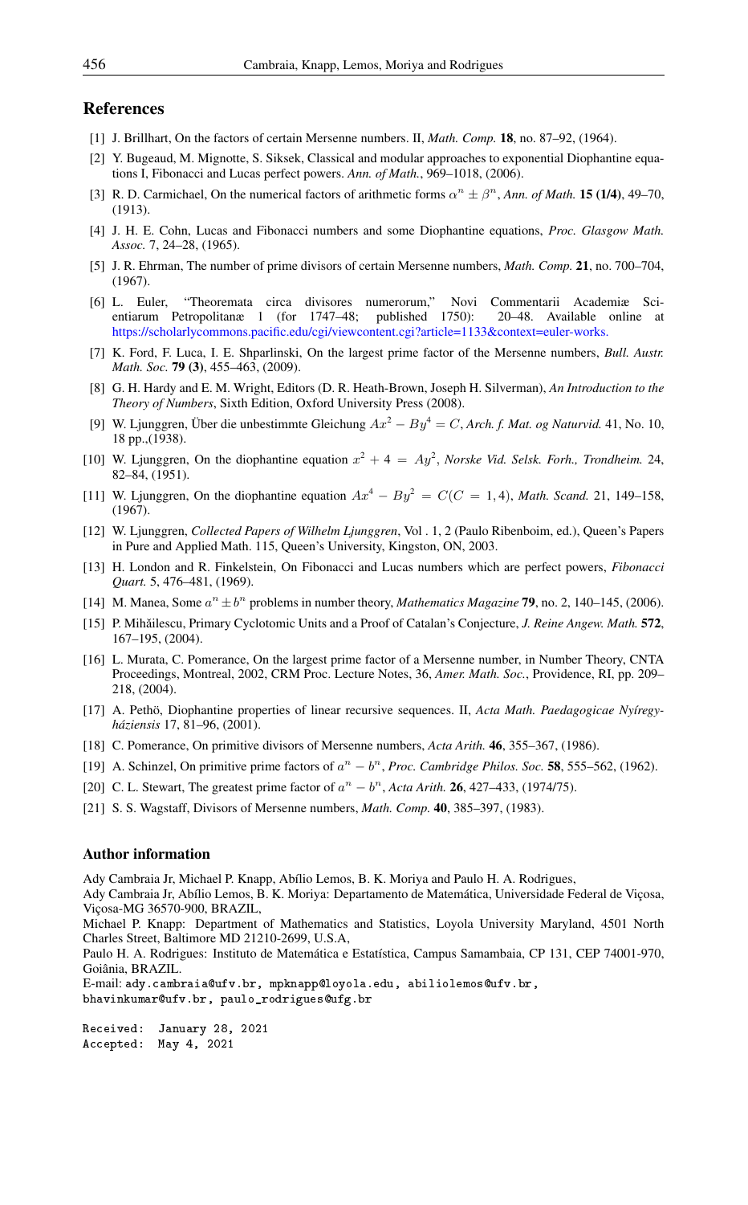## References

[1] J. Brillhart, On the factors of certain Mersenne numbers. II, *Math. Comp.* **18**, no. 87–92, (1964).

[2] Y. Bugeaud, M. Mignotte, S. Siksek, Classical and modular approaches to exponential Diophantine equations I, Fibonacci and Lucas perfect powers. *Ann. of Math.*, 969–1018, (2006).

[3] R. D. Carmichael, On the numerical factors of arithmetic forms $\alpha^n \pm \beta^n$, *Ann. of Math.* **15 (1/4)**, 49–70, (1913).

[4] J. H. E. Cohn, Lucas and Fibonacci numbers and some Diophantine equations, *Proc. Glasgow Math. Assoc.* 7, 24–28, (1965).

[5] J. R. Ehrman, The number of prime divisors of certain Mersenne numbers, *Math. Comp.* **21**, no. 700–704, (1967).

[6] L. Euler, "Theoremata circa divisores numerorum," Novi Commentarii Academiæ Scientiarum Petropolitanæ 1 (for 1747–48; published 1750): 20–48. Available online at https://scholarlycommons.pacific.edu/cgi/viewcontent.cgi?article=1133&context=euler-works.

[7] K. Ford, F. Luca, I. E. Shparlinski, On the largest prime factor of the Mersenne numbers, *Bull. Austr. Math. Soc.* **79 (3)**, 455–463, (2009).

[8] G. H. Hardy and E. M. Wright, Editors (D. R. Heath-Brown, Joseph H. Silverman), *An Introduction to the Theory of Numbers*, Sixth Edition, Oxford University Press (2008).

[9] W. Ljunggren, Über die unbestimmte Gleichung $Ax^2 - By^4 = C$, *Arch. f. Mat. og Naturvid.* 41, No. 10, 18 pp.,(1938).

[10] W. Ljunggren, On the diophantine equation $x^2 + 4 = Ay^2$, *Norske Vid. Selsk. Forh., Trondheim.* 24, 82–84, (1951).

[11] W. Ljunggren, On the diophantine equation $Ax^4 - By^2 = C(C = 1, 4)$, *Math. Scand.* 21, 149–158, (1967).

[12] W. Ljunggren, *Collected Papers of Wilhelm Ljunggren*, Vol . 1, 2 (Paulo Ribenboim, ed.), Queen's Papers in Pure and Applied Math. 115, Queen's University, Kingston, ON, 2003.

[13] H. London and R. Finkelstein, On Fibonacci and Lucas numbers which are perfect powers, *Fibonacci Quart.* 5, 476–481, (1969).

[14] M. Manea, Some $a^n \pm b^n$ problems in number theory, *Mathematics Magazine* **79**, no. 2, 140–145, (2006).

[15] P. Mihăilescu, Primary Cyclotomic Units and a Proof of Catalan's Conjecture, *J. Reine Angew. Math.* **572**, 167–195, (2004).

[16] L. Murata, C. Pomerance, On the largest prime factor of a Mersenne number, in Number Theory, CNTA Proceedings, Montreal, 2002, CRM Proc. Lecture Notes, 36, *Amer. Math. Soc.*, Providence, RI, pp. 209–218, (2004).

[17] A. Pethö, Diophantine properties of linear recursive sequences. II, *Acta Math. Paedagogicae Nyíregyháziensis* 17, 81–96, (2001).

[18] C. Pomerance, On primitive divisors of Mersenne numbers, *Acta Arith.* **46**, 355–367, (1986).

[19] A. Schinzel, On primitive prime factors of $a^n - b^n$, *Proc. Cambridge Philos. Soc.* **58**, 555–562, (1962).

[20] C. L. Stewart, The greatest prime factor of $a^n - b^n$, *Acta Arith.* **26**, 427–433, (1974/75).

[21] S. S. Wagstaff, Divisors of Mersenne numbers, *Math. Comp.* **40**, 385–397, (1983).

## Author information

Ady Cambraia Jr, Michael P. Knapp, Abílio Lemos, B. K. Moriya and Paulo H. A. Rodrigues,
Ady Cambraia Jr, Abílio Lemos, B. K. Moriya: Departamento de Matemática, Universidade Federal de Viçosa, Viçosa-MG 36570-900, BRAZIL,
Michael P. Knapp: Department of Mathematics and Statistics, Loyola University Maryland, 4501 North Charles Street, Baltimore MD 21210-2699, U.S.A,
Paulo H. A. Rodrigues: Instituto de Matemática e Estatística, Campus Samambaia, CP 131, CEP 74001-970, Goiânia, BRAZIL.
E-mail: ady.cambraia@ufv.br, mpknapp@loyola.edu, abiliolemos@ufv.br, bhavinkumar@ufv.br, paulo_rodrigues@ufg.br

Received: January 28, 2021
Accepted: May 4, 2021